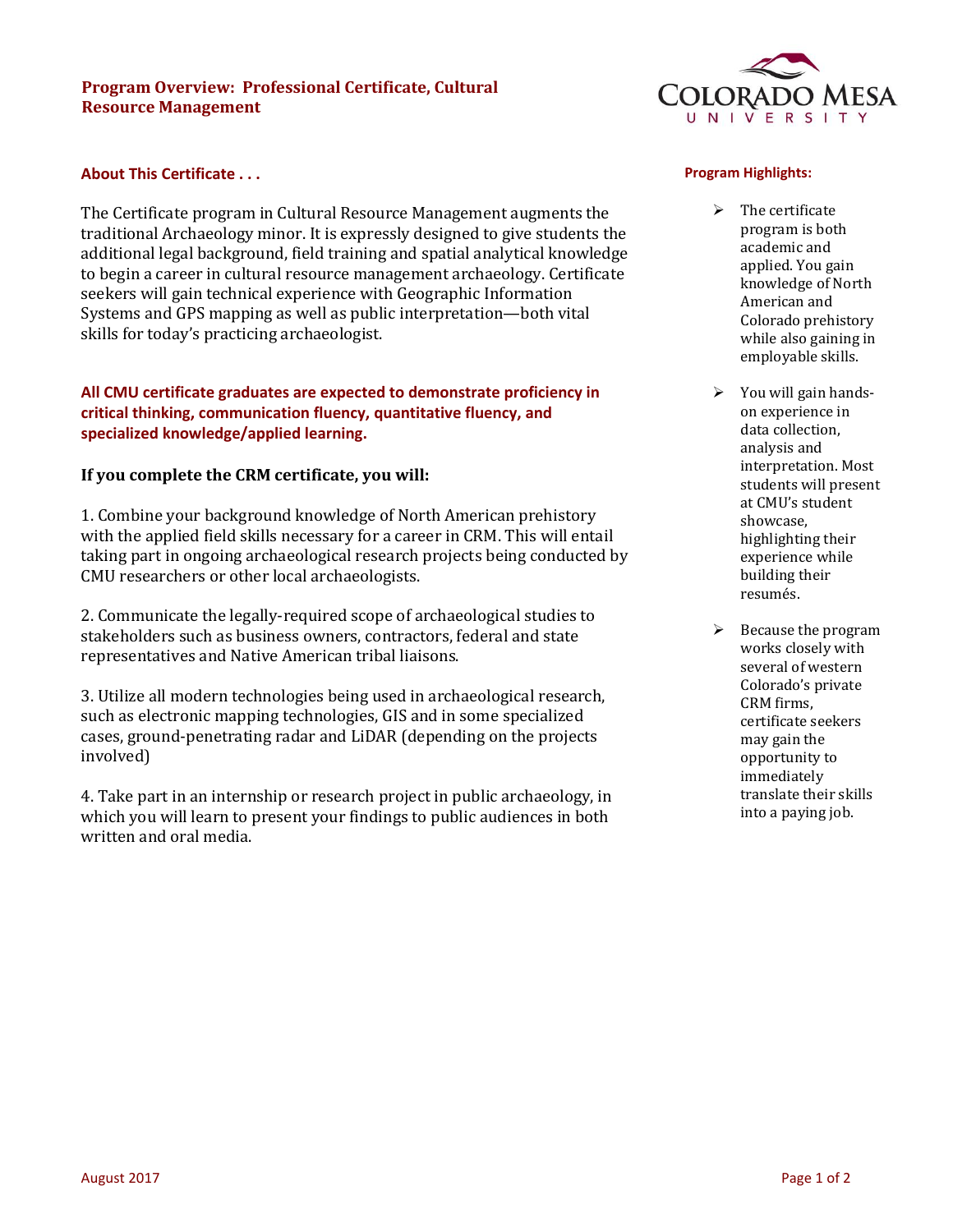# Program Overview: Professional Certificate, Cultural Resource Management

## About This Certificate . . .

The Certificate program in Cultural Resource Management augments the traditional Archaeology minor. It is expressly designed to give students the additional legal background, field training and spatial analytical knowledge to begin a career in cultural resource management archaeology. Certificate seekers will gain technical experience with Geographic Information Systems and GPS mapping as well as public interpretation—both vital skills for today's practicing archaeologist.

**All CMU certificate graduates are expected to demonstrate proficiency in critical thinking, communication fluency, quantitative fluency, and specialized knowledge/applied learning.**

### If you complete the CRM certificate, you will:

1. Combine your background knowledge of North American prehistory with the applied field skills necessary for a career in CRM. This will entail taking part in ongoing archaeological research projects being conducted by CMU researchers or other local archaeologists.

2. Communicate the legally-required scope of archaeological studies to stakeholders such as business owners, contractors, federal and state representatives and Native American tribal liaisons.

3. Utilize all modern technologies being used in archaeological research, such as electronic mapping technologies, GIS and in some specialized cases, ground-penetrating radar and LiDAR (depending on the projects involved)

4. Take part in an internship or research project in public archaeology, in which you will learn to present your findings to public audiences in both written and oral media.

## Program Highlights:

- The certificate program is both academic and applied. You gain knowledge of North American and Colorado prehistory while also gaining in employable skills.
- You will gain hands-on experience in data collection, analysis and interpretation. Most students will present at CMU's student showcase, highlighting their experience while building their resumés.
- Because the program works closely with several of western Colorado's private CRM firms, certificate seekers may gain the opportunity to immediately translate their skills into a paying job.

August 2017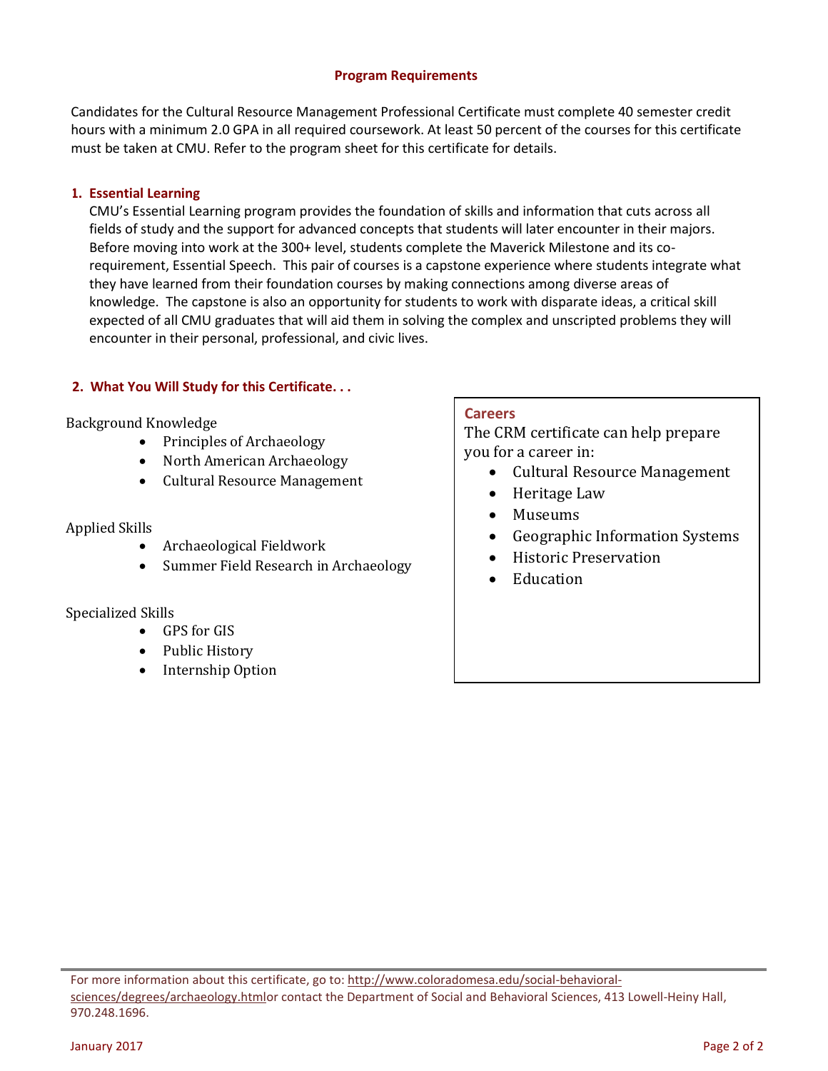## Program Requirements

Candidates for the Cultural Resource Management Professional Certificate must complete 40 semester credit hours with a minimum 2.0 GPA in all required coursework. At least 50 percent of the courses for this certificate must be taken at CMU. Refer to the program sheet for this certificate for details.

### 1. Essential Learning

CMU's Essential Learning program provides the foundation of skills and information that cuts across all fields of study and the support for advanced concepts that students will later encounter in their majors. Before moving into work at the 300+ level, students complete the Maverick Milestone and its co-requirement, Essential Speech. This pair of courses is a capstone experience where students integrate what they have learned from their foundation courses by making connections among diverse areas of knowledge. The capstone is also an opportunity for students to work with disparate ideas, a critical skill expected of all CMU graduates that will aid them in solving the complex and unscripted problems they will encounter in their personal, professional, and civic lives.

### 2. What You Will Study for this Certificate. . .

Background Knowledge

- Principles of Archaeology
- North American Archaeology
- Cultural Resource Management

Applied Skills

- Archaeological Fieldwork
- Summer Field Research in Archaeology

Specialized Skills

- GPS for GIS
- Public History
- Internship Option

**Careers**

The CRM certificate can help prepare you for a career in:

- Cultural Resource Management
- Heritage Law
- Museums
- Geographic Information Systems
- Historic Preservation
- Education

For more information about this certificate, go to: http://www.coloradomesa.edu/social-behavioral-sciences/degrees/archaeology.htmlor contact the Department of Social and Behavioral Sciences, 413 Lowell-Heiny Hall, 970.248.1696.

January 2017